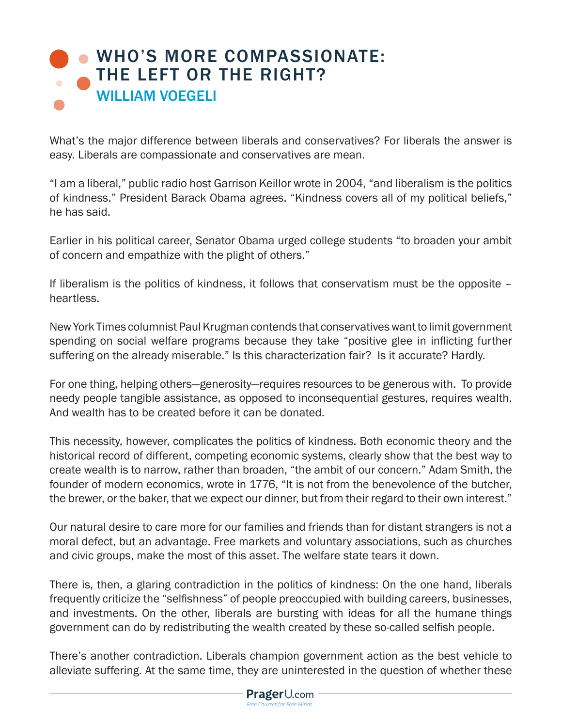# WHO'S MORE COMPASSIONATE: THE LEFT OR THE RIGHT?

## WILLIAM VOEGELI

What's the major difference between liberals and conservatives? For liberals the answer is easy. Liberals are compassionate and conservatives are mean.

"I am a liberal," public radio host Garrison Keillor wrote in 2004, "and liberalism is the politics of kindness." President Barack Obama agrees. "Kindness covers all of my political beliefs," he has said.

Earlier in his political career, Senator Obama urged college students "to broaden your ambit of concern and empathize with the plight of others."

If liberalism is the politics of kindness, it follows that conservatism must be the opposite – heartless.

New York Times columnist Paul Krugman contends that conservatives want to limit government spending on social welfare programs because they take "positive glee in inflicting further suffering on the already miserable." Is this characterization fair? Is it accurate? Hardly.

For one thing, helping others—generosity—requires resources to be generous with. To provide needy people tangible assistance, as opposed to inconsequential gestures, requires wealth. And wealth has to be created before it can be donated.

This necessity, however, complicates the politics of kindness. Both economic theory and the historical record of different, competing economic systems, clearly show that the best way to create wealth is to narrow, rather than broaden, "the ambit of our concern." Adam Smith, the founder of modern economics, wrote in 1776, "It is not from the benevolence of the butcher, the brewer, or the baker, that we expect our dinner, but from their regard to their own interest."

Our natural desire to care more for our families and friends than for distant strangers is not a moral defect, but an advantage. Free markets and voluntary associations, such as churches and civic groups, make the most of this asset. The welfare state tears it down.

There is, then, a glaring contradiction in the politics of kindness: On the one hand, liberals frequently criticize the "selfishness" of people preoccupied with building careers, businesses, and investments. On the other, liberals are bursting with ideas for all the humane things government can do by redistributing the wealth created by these so-called selfish people.

There's another contradiction. Liberals champion government action as the best vehicle to alleviate suffering. At the same time, they are uninterested in the question of whether these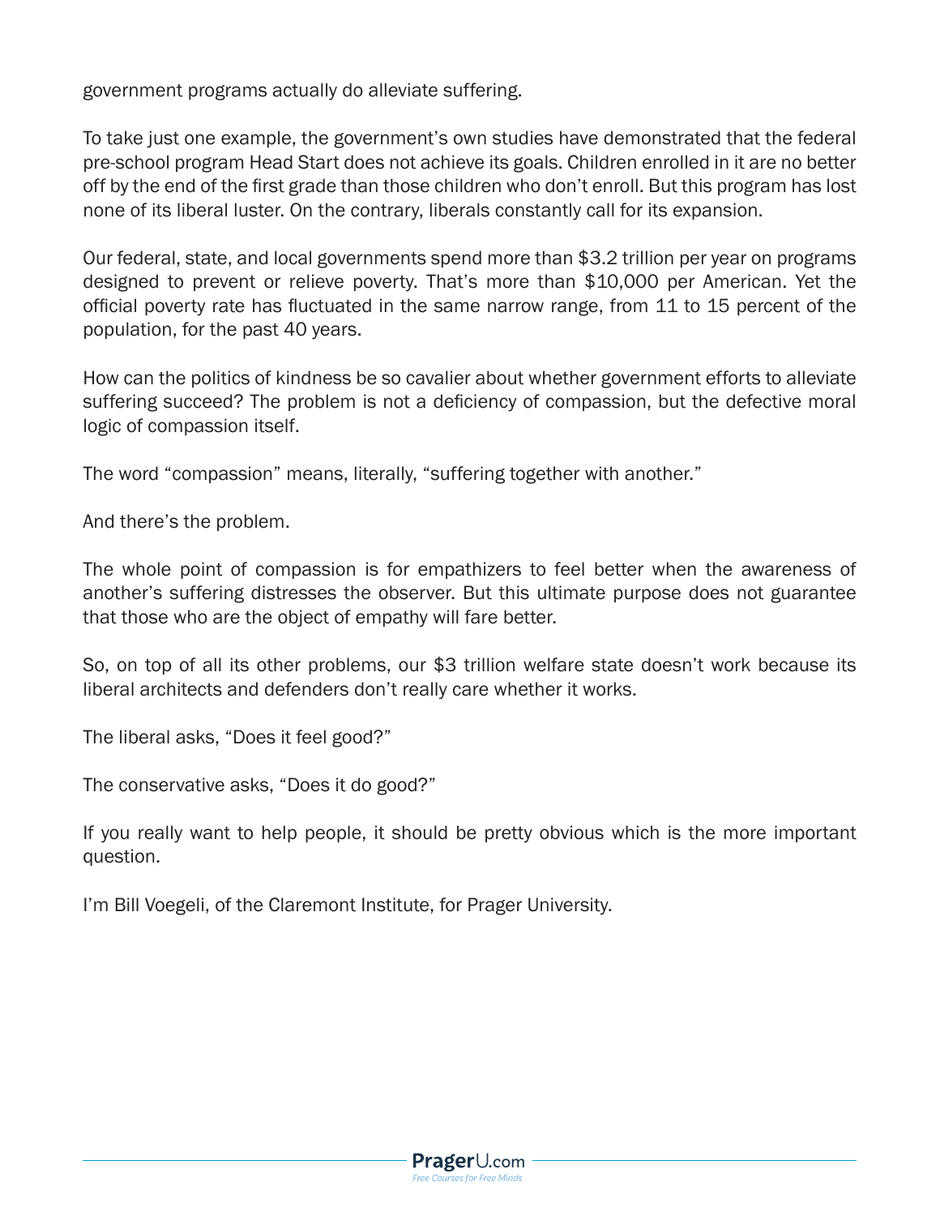government programs actually do alleviate suffering.

To take just one example, the government's own studies have demonstrated that the federal pre-school program Head Start does not achieve its goals. Children enrolled in it are no better off by the end of the first grade than those children who don't enroll. But this program has lost none of its liberal luster. On the contrary, liberals constantly call for its expansion.

Our federal, state, and local governments spend more than $3.2 trillion per year on programs designed to prevent or relieve poverty. That's more than $10,000 per American. Yet the official poverty rate has fluctuated in the same narrow range, from 11 to 15 percent of the population, for the past 40 years.

How can the politics of kindness be so cavalier about whether government efforts to alleviate suffering succeed? The problem is not a deficiency of compassion, but the defective moral logic of compassion itself.

The word "compassion" means, literally, "suffering together with another."

And there's the problem.

The whole point of compassion is for empathizers to feel better when the awareness of another's suffering distresses the observer. But this ultimate purpose does not guarantee that those who are the object of empathy will fare better.

So, on top of all its other problems, our $3 trillion welfare state doesn't work because its liberal architects and defenders don't really care whether it works.

The liberal asks, "Does it feel good?"

The conservative asks, "Does it do good?"

If you really want to help people, it should be pretty obvious which is the more important question.

I'm Bill Voegeli, of the Claremont Institute, for Prager University.